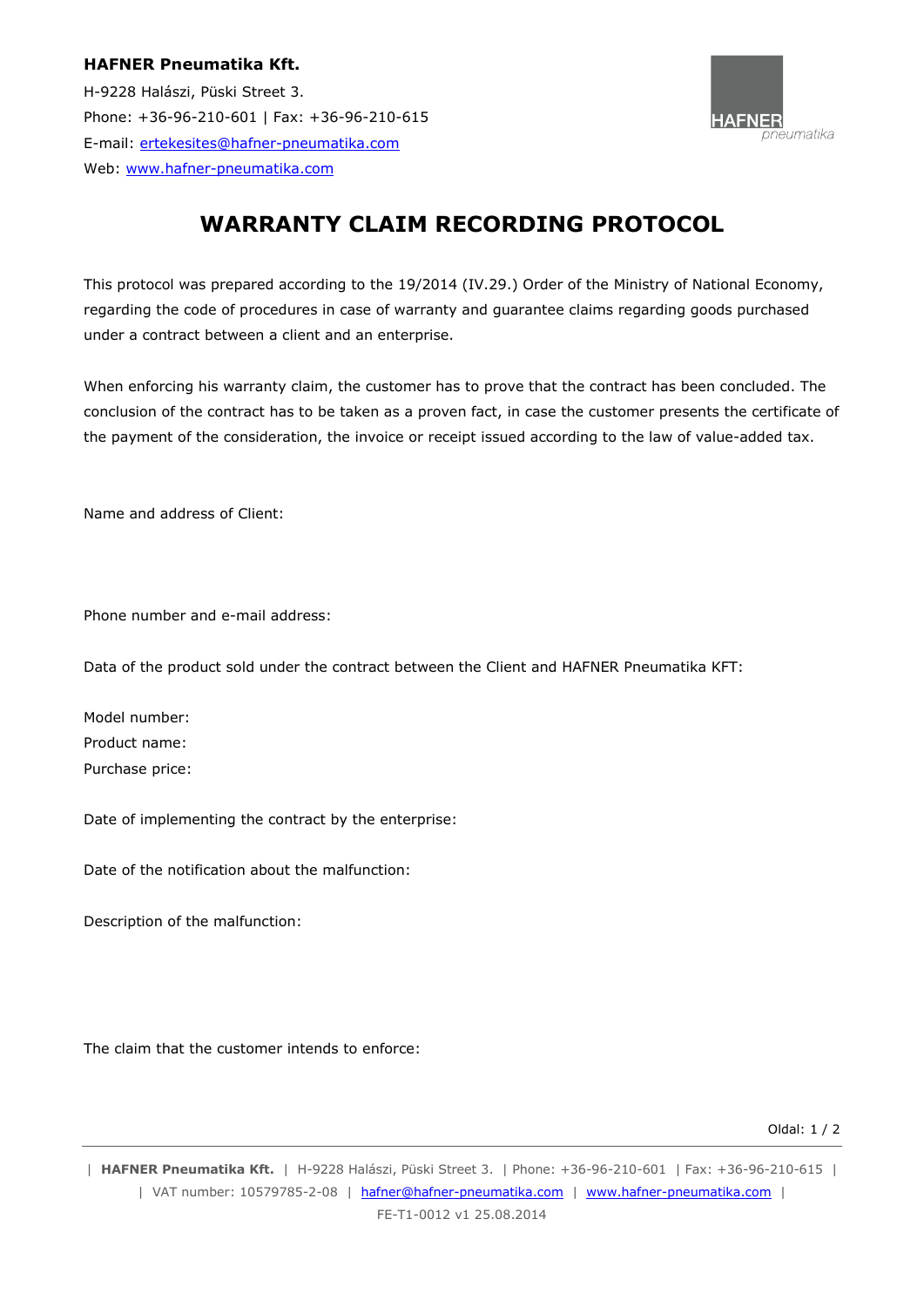**HAFNER Pneumatika Kft.**
H-9228 Halászi, Püski Street 3.
Phone: +36-96-210-601 | Fax: +36-96-210-615
E-mail: ertekesites@hafner-pneumatika.com
Web: www.hafner-pneumatika.com

# WARRANTY CLAIM RECORDING PROTOCOL

This protocol was prepared according to the 19/2014 (IV.29.) Order of the Ministry of National Economy, regarding the code of procedures in case of warranty and guarantee claims regarding goods purchased under a contract between a client and an enterprise.

When enforcing his warranty claim, the customer has to prove that the contract has been concluded. The conclusion of the contract has to be taken as a proven fact, in case the customer presents the certificate of the payment of the consideration, the invoice or receipt issued according to the law of value-added tax.

Name and address of Client:

Phone number and e-mail address:

Data of the product sold under the contract between the Client and HAFNER Pneumatika KFT:

Model number:
Product name:
Purchase price:

Date of implementing the contract by the enterprise:

Date of the notification about the malfunction:

Description of the malfunction:

The claim that the customer intends to enforce: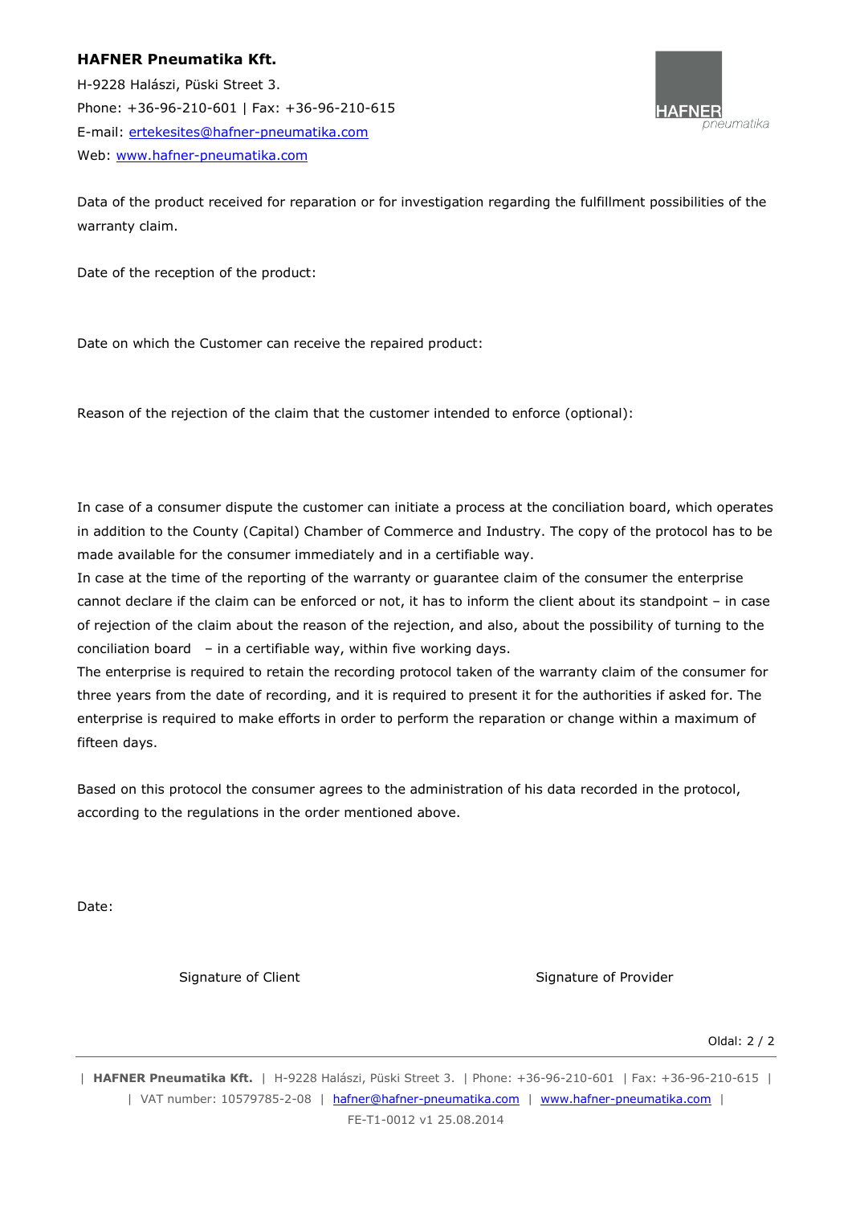**HAFNER Pneumatika Kft.**

H-9228 Halászi, Püski Street 3.
Phone: +36-96-210-601 | Fax: +36-96-210-615
E-mail: ertekesites@hafner-pneumatika.com
Web: www.hafner-pneumatika.com

Data of the product received for reparation or for investigation regarding the fulfillment possibilities of the warranty claim.

Date of the reception of the product:

Date on which the Customer can receive the repaired product:

Reason of the rejection of the claim that the customer intended to enforce (optional):

In case of a consumer dispute the customer can initiate a process at the conciliation board, which operates in addition to the County (Capital) Chamber of Commerce and Industry. The copy of the protocol has to be made available for the consumer immediately and in a certifiable way.
In case at the time of the reporting of the warranty or guarantee claim of the consumer the enterprise cannot declare if the claim can be enforced or not, it has to inform the client about its standpoint – in case of rejection of the claim about the reason of the rejection, and also, about the possibility of turning to the conciliation board – in a certifiable way, within five working days.
The enterprise is required to retain the recording protocol taken of the warranty claim of the consumer for three years from the date of recording, and it is required to present it for the authorities if asked for. The enterprise is required to make efforts in order to perform the reparation or change within a maximum of fifteen days.

Based on this protocol the consumer agrees to the administration of his data recorded in the protocol, according to the regulations in the order mentioned above.

Date:

Signature of Client

Signature of Provider

| **HAFNER Pneumatika Kft.** | H-9228 Halászi, Püski Street 3. | Phone: +36-96-210-601 | Fax: +36-96-210-615 |
| VAT number: 10579785-2-08 | hafner@hafner-pneumatika.com | www.hafner-pneumatika.com |
FE-T1-0012 v1 25.08.2014